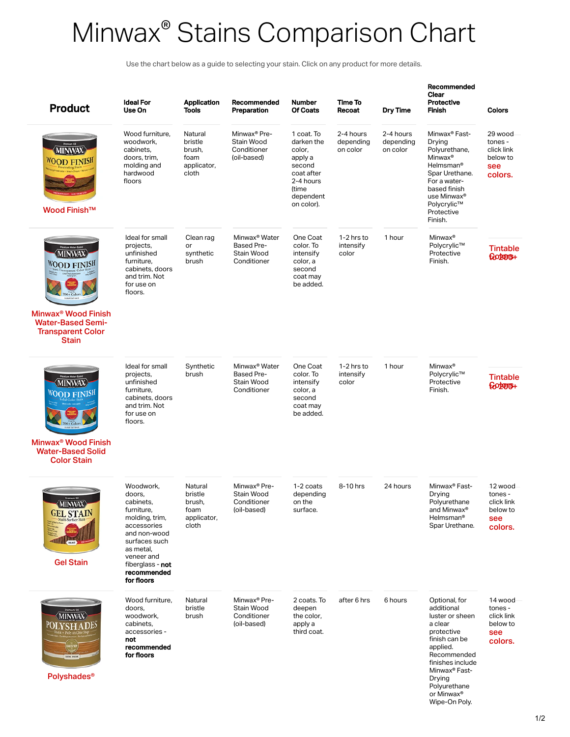# Minwax® Stains Comparison Chart

Use the chart below as a guide to selecting your stain. Click on any product for more details.

| Product | Ideal For Use On | Application Tools | Recommended Preparation | Number Of Coats | Time To Recoat | Dry Time | Recommended Clear Protective Finish | Colors |
|---|---|---|---|---|---|---|---|---|
| Wood Finish™ | Wood furniture, woodwork, cabinets, doors, trim, molding and hardwood floors | Natural bristle brush, foam applicator, cloth | Minwax® Pre-Stain Wood Conditioner (oil-based) | 1 coat. To darken the color, apply a second coat after 2-4 hours (time dependent on color). | 2-4 hours depending on color | 2-4 hours depending on color | Minwax® Fast-Drying Polyurethane, Minwax® Helmsman® Spar Urethane. For a water-based finish use Minwax® Polycrylic™ Protective Finish. | 29 wood tones - click link below to see colors. |
| Minwax® Wood Finish Water-Based Semi-Transparent Color Stain | Ideal for small projects, unfinished furniture, cabinets, doors and trim. Not for use on floors. | Clean rag or synthetic brush | Minwax® Water Based Pre-Stain Wood Conditioner | One Coat color. To intensify color, a second coat may be added. | 1-2 hrs to intensify color | 1 hour | Minwax® Polycrylic™ Protective Finish. | Tintable to 200+ Colors |
| Minwax® Wood Finish Water-Based Solid Color Stain | Ideal for small projects, unfinished furniture, cabinets, doors and trim. Not for use on floors. | Synthetic brush | Minwax® Water Based Pre-Stain Wood Conditioner | One Coat color. To intensify color, a second coat may be added. | 1-2 hrs to intensify color | 1 hour | Minwax® Polycrylic™ Protective Finish. | Tintable to 200+ Colors |
| Gel Stain | Woodwork, doors, cabinets, furniture, molding, trim, accessories and non-wood surfaces such as metal, veneer and fiberglass - **not recommended for floors** | Natural bristle brush, foam applicator, cloth | Minwax® Pre-Stain Wood Conditioner (oil-based) | 1-2 coats depending on the surface. | 8-10 hrs | 24 hours | Minwax® Fast-Drying Polyurethane and Minwax® Helmsman® Spar Urethane. | 12 wood tones - click link below to see colors. |
| Polyshades® | Wood furniture, doors, woodwork, cabinets, accessories - **not recommended for floors** | Natural bristle brush | Minwax® Pre-Stain Wood Conditioner (oil-based) | 2 coats. To deepen the color, apply a third coat. | after 6 hrs | 6 hours | Optional, for additional luster or sheen a clear protective finish can be applied. Recommended finishes include Minwax® Fast-Drying Polyurethane or Minwax® Wipe-On Poly. | 14 wood tones - click link below to see colors. |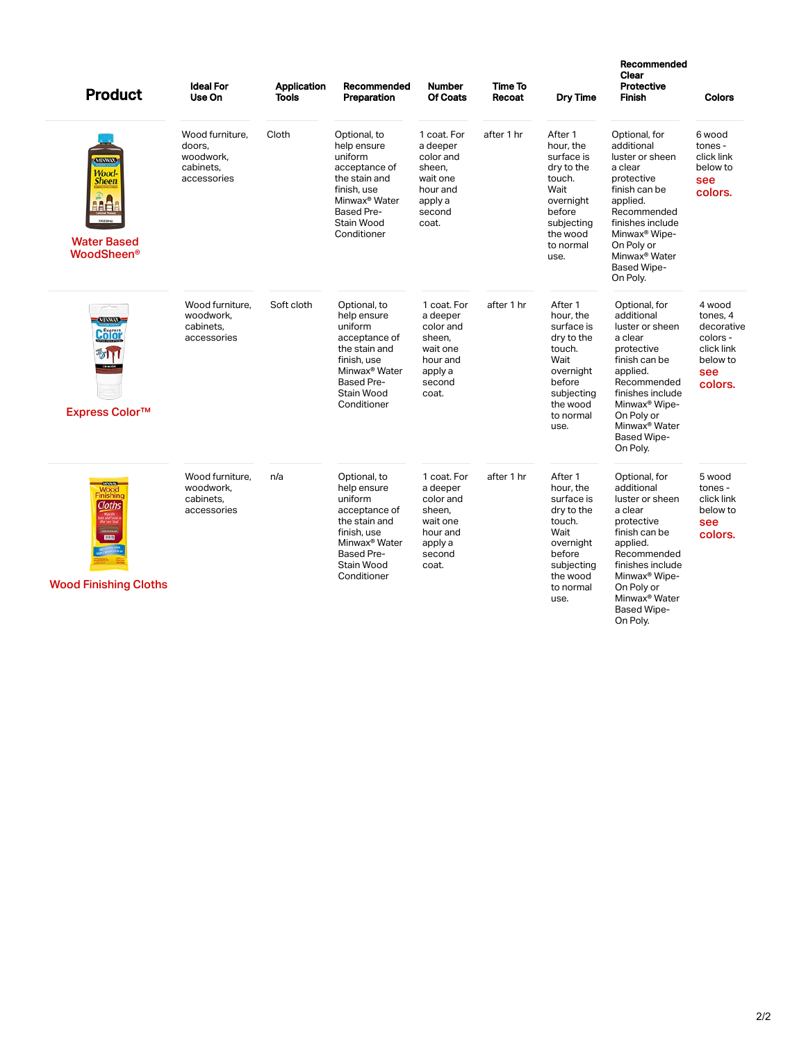| Product | Ideal For Use On | Application Tools | Recommended Preparation | Number Of Coats | Time To Recoat | Dry Time | Recommended Clear Protective Finish | Colors |
|---|---|---|---|---|---|---|---|---|
| Water Based WoodSheen® | Wood furniture, doors, woodwork, cabinets, accessories | Cloth | Optional, to help ensure uniform acceptance of the stain and finish, use Minwax® Water Based Pre-Stain Wood Conditioner | 1 coat. For a deeper color and sheen, wait one hour and apply a second coat. | after 1 hr | After 1 hour, the surface is dry to the touch. Wait overnight before subjecting the wood to normal use. | Optional, for additional luster or sheen a clear protective finish can be applied. Recommended finishes include Minwax® Wipe-On Poly or Minwax® Water Based Wipe-On Poly. | 6 wood tones - click link below to see colors. |
| Express Color™ | Wood furniture, woodwork, cabinets, accessories | Soft cloth | Optional, to help ensure uniform acceptance of the stain and finish, use Minwax® Water Based Pre-Stain Wood Conditioner | 1 coat. For a deeper color and sheen, wait one hour and apply a second coat. | after 1 hr | After 1 hour, the surface is dry to the touch. Wait overnight before subjecting the wood to normal use. | Optional, for additional luster or sheen a clear protective finish can be applied. Recommended finishes include Minwax® Wipe-On Poly or Minwax® Water Based Wipe-On Poly. | 4 wood tones, 4 decorative colors - click link below to see colors. |
| Wood Finishing Cloths | Wood furniture, woodwork, cabinets, accessories | n/a | Optional, to help ensure uniform acceptance of the stain and finish, use Minwax® Water Based Pre-Stain Wood Conditioner | 1 coat. For a deeper color and sheen, wait one hour and apply a second coat. | after 1 hr | After 1 hour, the surface is dry to the touch. Wait overnight before subjecting the wood to normal use. | Optional, for additional luster or sheen a clear protective finish can be applied. Recommended finishes include Minwax® Wipe-On Poly or Minwax® Water Based Wipe-On Poly. | 5 wood tones - click link below to see colors. |